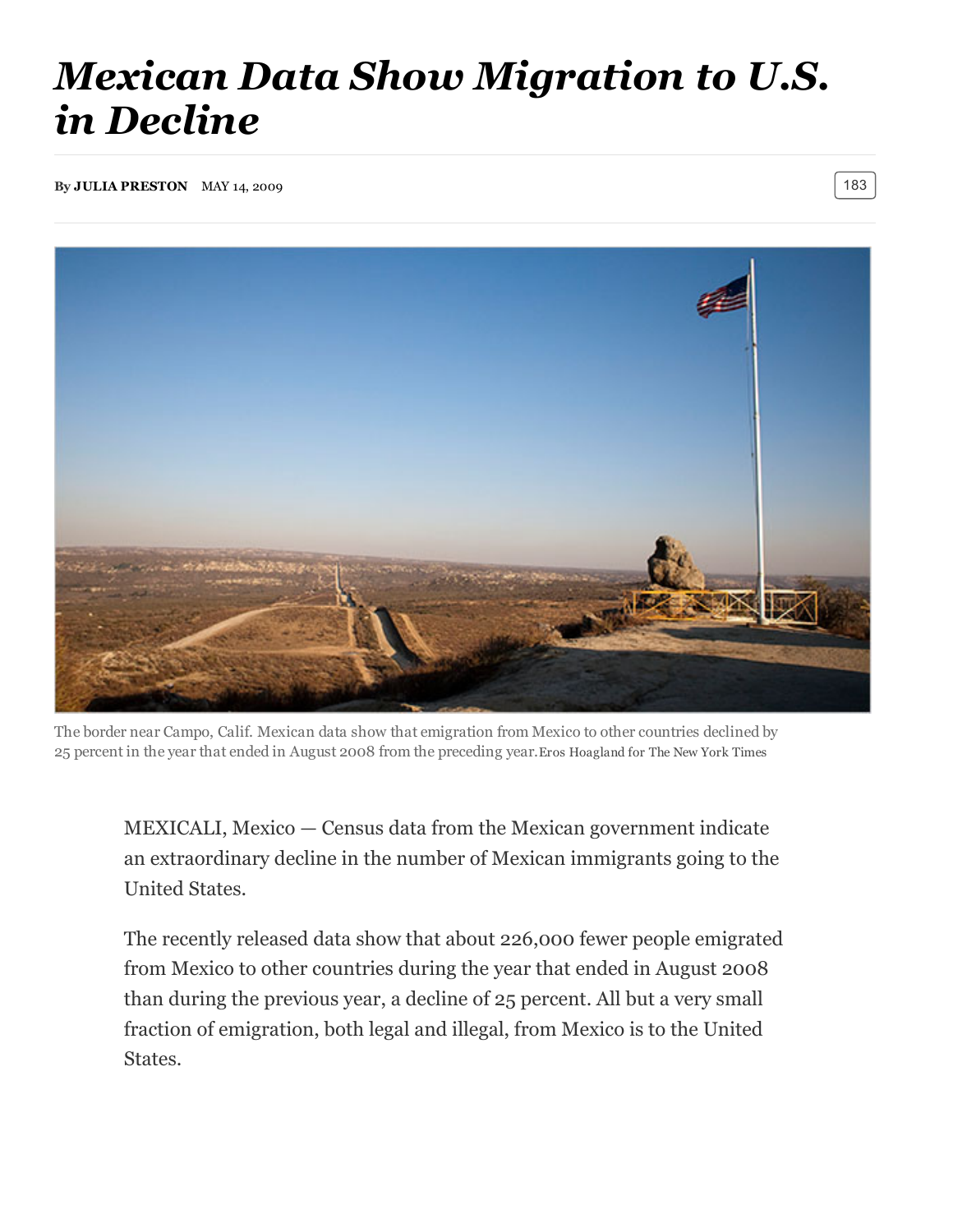# *Mexican Data Show Migration to U.S. in Decline*

By **JULIA PRESTON** MAY 14, 2009

183

The border near Campo, Calif. Mexican data show that emigration from Mexico to other countries declined by 25 percent in the year that ended in August 2008 from the preceding year. Eros Hoagland for The New York Times

MEXICALI, Mexico — Census data from the Mexican government indicate an extraordinary decline in the number of Mexican immigrants going to the United States.

The recently released data show that about 226,000 fewer people emigrated from Mexico to other countries during the year that ended in August 2008 than during the previous year, a decline of 25 percent. All but a very small fraction of emigration, both legal and illegal, from Mexico is to the United States.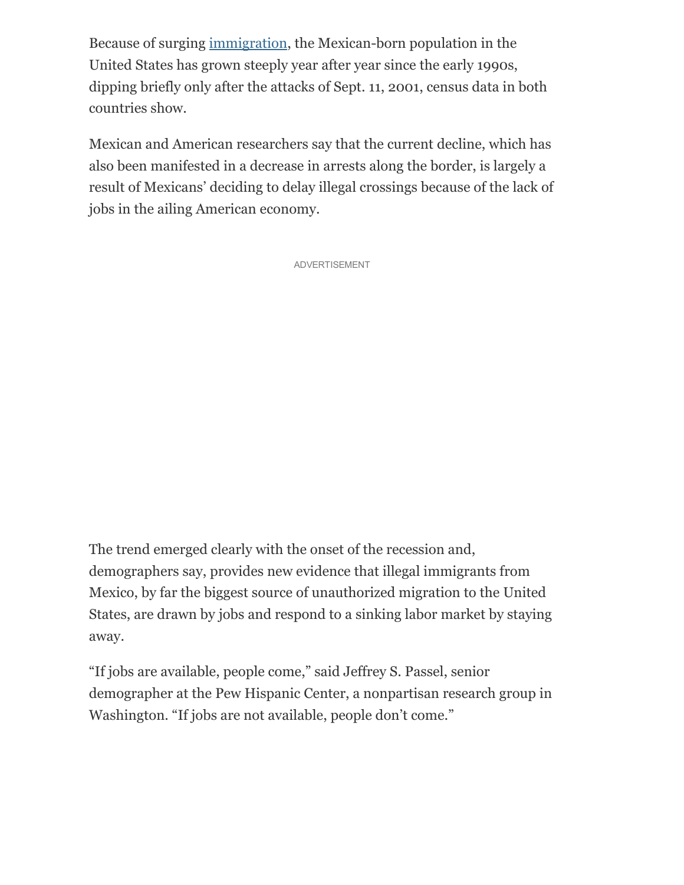Because of surging immigration, the Mexican-born population in the United States has grown steeply year after year since the early 1990s, dipping briefly only after the attacks of Sept. 11, 2001, census data in both countries show.

Mexican and American researchers say that the current decline, which has also been manifested in a decrease in arrests along the border, is largely a result of Mexicans' deciding to delay illegal crossings because of the lack of jobs in the ailing American economy.

The trend emerged clearly with the onset of the recession and, demographers say, provides new evidence that illegal immigrants from Mexico, by far the biggest source of unauthorized migration to the United States, are drawn by jobs and respond to a sinking labor market by staying away.

"If jobs are available, people come," said Jeffrey S. Passel, senior demographer at the Pew Hispanic Center, a nonpartisan research group in Washington. "If jobs are not available, people don't come."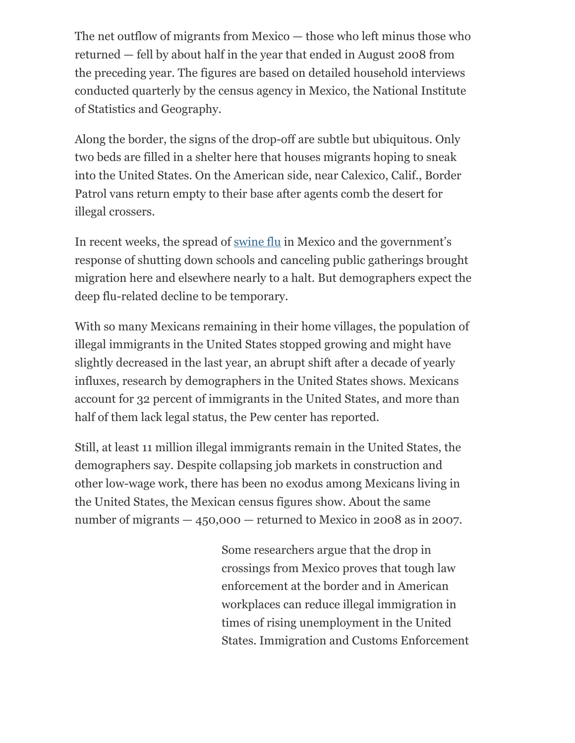The net outflow of migrants from Mexico — those who left minus those who returned — fell by about half in the year that ended in August 2008 from the preceding year. The figures are based on detailed household interviews conducted quarterly by the census agency in Mexico, the National Institute of Statistics and Geography.

Along the border, the signs of the drop-off are subtle but ubiquitous. Only two beds are filled in a shelter here that houses migrants hoping to sneak into the United States. On the American side, near Calexico, Calif., Border Patrol vans return empty to their base after agents comb the desert for illegal crossers.

In recent weeks, the spread of swine flu in Mexico and the government's response of shutting down schools and canceling public gatherings brought migration here and elsewhere nearly to a halt. But demographers expect the deep flu-related decline to be temporary.

With so many Mexicans remaining in their home villages, the population of illegal immigrants in the United States stopped growing and might have slightly decreased in the last year, an abrupt shift after a decade of yearly influxes, research by demographers in the United States shows. Mexicans account for 32 percent of immigrants in the United States, and more than half of them lack legal status, the Pew center has reported.

Still, at least 11 million illegal immigrants remain in the United States, the demographers say. Despite collapsing job markets in construction and other low-wage work, there has been no exodus among Mexicans living in the United States, the Mexican census figures show. About the same number of migrants — 450,000 — returned to Mexico in 2008 as in 2007.

Some researchers argue that the drop in crossings from Mexico proves that tough law enforcement at the border and in American workplaces can reduce illegal immigration in times of rising unemployment in the United States. Immigration and Customs Enforcement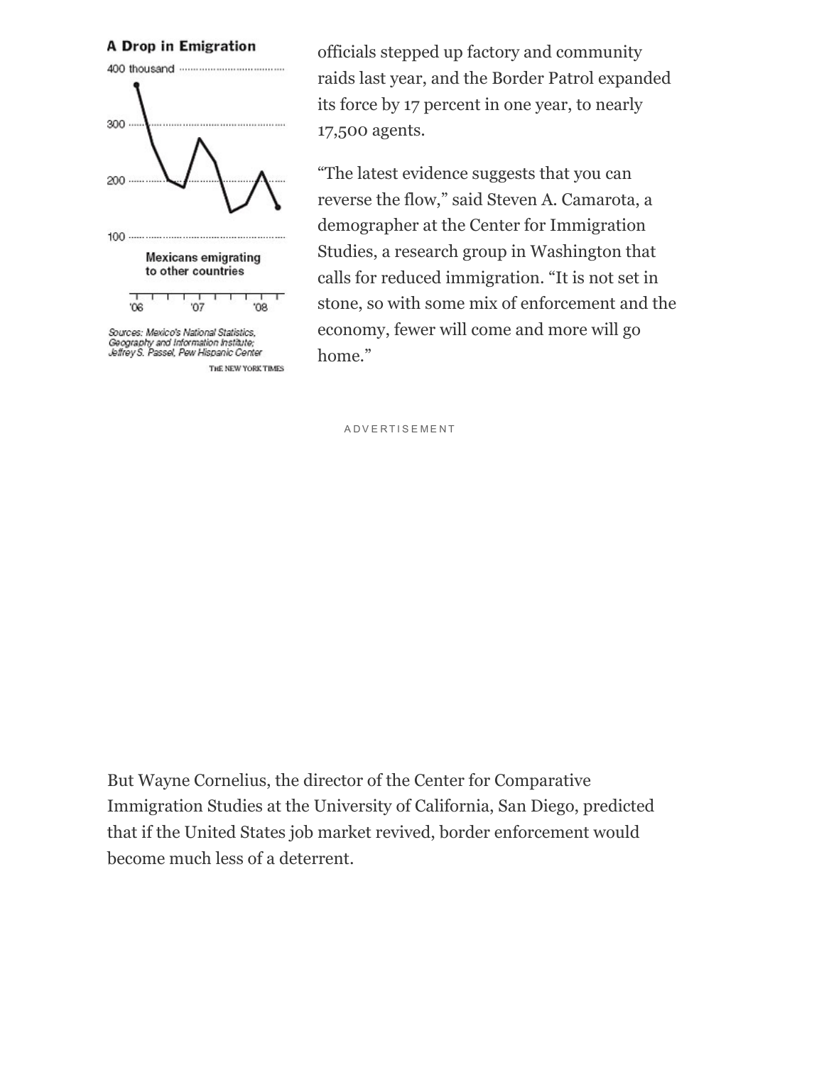**A Drop in Emigration**

Mexicans emigrating to other countries

Sources: Mexico's National Statistics, Geography and Information Institute; Jeffrey S. Passel, Pew Hispanic Center

THE NEW YORK TIMES

officials stepped up factory and community raids last year, and the Border Patrol expanded its force by 17 percent in one year, to nearly 17,500 agents.

"The latest evidence suggests that you can reverse the flow," said Steven A. Camarota, a demographer at the Center for Immigration Studies, a research group in Washington that calls for reduced immigration. "It is not set in stone, so with some mix of enforcement and the economy, fewer will come and more will go home."

But Wayne Cornelius, the director of the Center for Comparative Immigration Studies at the University of California, San Diego, predicted that if the United States job market revived, border enforcement would become much less of a deterrent.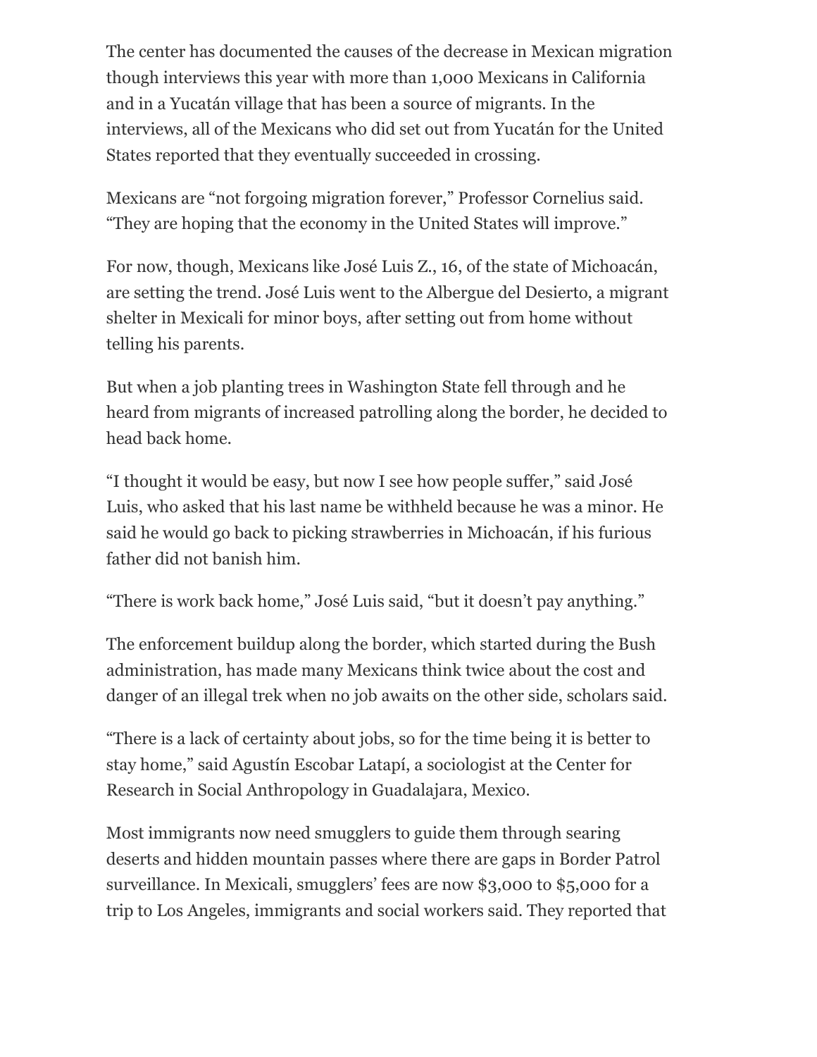The center has documented the causes of the decrease in Mexican migration though interviews this year with more than 1,000 Mexicans in California and in a Yucatán village that has been a source of migrants. In the interviews, all of the Mexicans who did set out from Yucatán for the United States reported that they eventually succeeded in crossing.

Mexicans are "not forgoing migration forever," Professor Cornelius said. "They are hoping that the economy in the United States will improve."

For now, though, Mexicans like José Luis Z., 16, of the state of Michoacán, are setting the trend. José Luis went to the Albergue del Desierto, a migrant shelter in Mexicali for minor boys, after setting out from home without telling his parents.

But when a job planting trees in Washington State fell through and he heard from migrants of increased patrolling along the border, he decided to head back home.

"I thought it would be easy, but now I see how people suffer," said José Luis, who asked that his last name be withheld because he was a minor. He said he would go back to picking strawberries in Michoacán, if his furious father did not banish him.

"There is work back home," José Luis said, "but it doesn't pay anything."

The enforcement buildup along the border, which started during the Bush administration, has made many Mexicans think twice about the cost and danger of an illegal trek when no job awaits on the other side, scholars said.

"There is a lack of certainty about jobs, so for the time being it is better to stay home," said Agustín Escobar Latapí, a sociologist at the Center for Research in Social Anthropology in Guadalajara, Mexico.

Most immigrants now need smugglers to guide them through searing deserts and hidden mountain passes where there are gaps in Border Patrol surveillance. In Mexicali, smugglers' fees are now $3,000 to $5,000 for a trip to Los Angeles, immigrants and social workers said. They reported that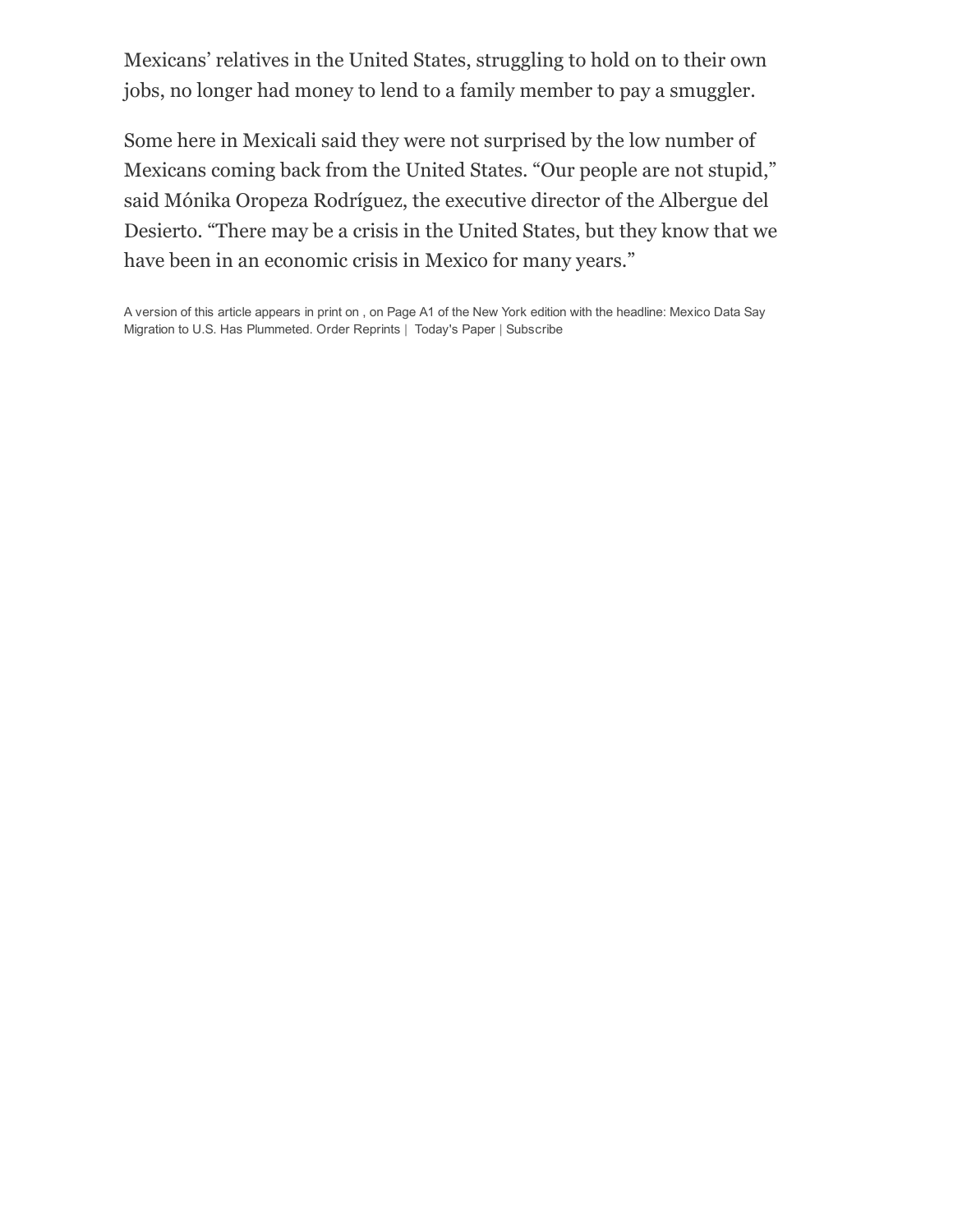Mexicans' relatives in the United States, struggling to hold on to their own jobs, no longer had money to lend to a family member to pay a smuggler.

Some here in Mexicali said they were not surprised by the low number of Mexicans coming back from the United States. "Our people are not stupid," said Mónika Oropeza Rodríguez, the executive director of the Albergue del Desierto. "There may be a crisis in the United States, but they know that we have been in an economic crisis in Mexico for many years."

A version of this article appears in print on , on Page A1 of the New York edition with the headline: Mexico Data Say Migration to U.S. Has Plummeted. Order Reprints | Today's Paper | Subscribe